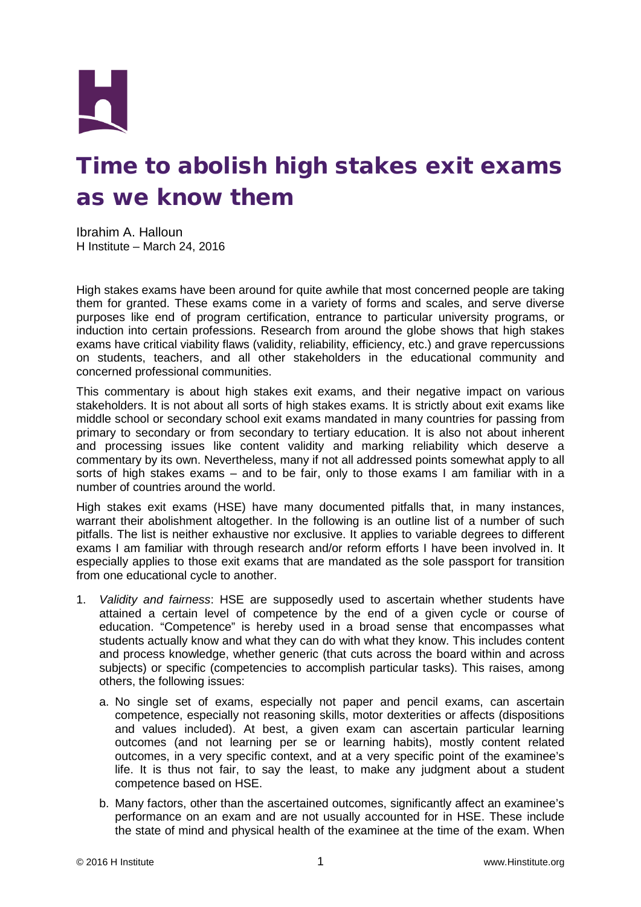# Time to abolish high stakes exit exams as we know them

Ibrahim A. Halloun
H Institute – March 24, 2016

High stakes exams have been around for quite awhile that most concerned people are taking them for granted. These exams come in a variety of forms and scales, and serve diverse purposes like end of program certification, entrance to particular university programs, or induction into certain professions. Research from around the globe shows that high stakes exams have critical viability flaws (validity, reliability, efficiency, etc.) and grave repercussions on students, teachers, and all other stakeholders in the educational community and concerned professional communities.

This commentary is about high stakes exit exams, and their negative impact on various stakeholders. It is not about all sorts of high stakes exams. It is strictly about exit exams like middle school or secondary school exit exams mandated in many countries for passing from primary to secondary or from secondary to tertiary education. It is also not about inherent and processing issues like content validity and marking reliability which deserve a commentary by its own. Nevertheless, many if not all addressed points somewhat apply to all sorts of high stakes exams – and to be fair, only to those exams I am familiar with in a number of countries around the world.

High stakes exit exams (HSE) have many documented pitfalls that, in many instances, warrant their abolishment altogether. In the following is an outline list of a number of such pitfalls. The list is neither exhaustive nor exclusive. It applies to variable degrees to different exams I am familiar with through research and/or reform efforts I have been involved in. It especially applies to those exit exams that are mandated as the sole passport for transition from one educational cycle to another.

1. *Validity and fairness*: HSE are supposedly used to ascertain whether students have attained a certain level of competence by the end of a given cycle or course of education. "Competence" is hereby used in a broad sense that encompasses what students actually know and what they can do with what they know. This includes content and process knowledge, whether generic (that cuts across the board within and across subjects) or specific (competencies to accomplish particular tasks). This raises, among others, the following issues:

    a. No single set of exams, especially not paper and pencil exams, can ascertain competence, especially not reasoning skills, motor dexterities or affects (dispositions and values included). At best, a given exam can ascertain particular learning outcomes (and not learning per se or learning habits), mostly content related outcomes, in a very specific context, and at a very specific point of the examinee's life. It is thus not fair, to say the least, to make any judgment about a student competence based on HSE.

    b. Many factors, other than the ascertained outcomes, significantly affect an examinee's performance on an exam and are not usually accounted for in HSE. These include the state of mind and physical health of the examinee at the time of the exam. When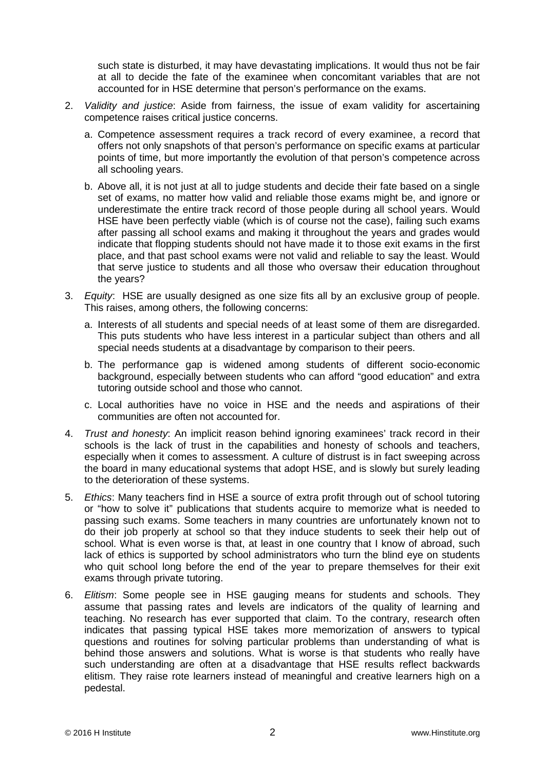such state is disturbed, it may have devastating implications. It would thus not be fair at all to decide the fate of the examinee when concomitant variables that are not accounted for in HSE determine that person's performance on the exams.

2. *Validity and justice*: Aside from fairness, the issue of exam validity for ascertaining competence raises critical justice concerns.

   a. Competence assessment requires a track record of every examinee, a record that offers not only snapshots of that person's performance on specific exams at particular points of time, but more importantly the evolution of that person's competence across all schooling years.

   b. Above all, it is not just at all to judge students and decide their fate based on a single set of exams, no matter how valid and reliable those exams might be, and ignore or underestimate the entire track record of those people during all school years. Would HSE have been perfectly viable (which is of course not the case), failing such exams after passing all school exams and making it throughout the years and grades would indicate that flopping students should not have made it to those exit exams in the first place, and that past school exams were not valid and reliable to say the least. Would that serve justice to students and all those who oversaw their education throughout the years?

3. *Equity*: HSE are usually designed as one size fits all by an exclusive group of people. This raises, among others, the following concerns:

   a. Interests of all students and special needs of at least some of them are disregarded. This puts students who have less interest in a particular subject than others and all special needs students at a disadvantage by comparison to their peers.

   b. The performance gap is widened among students of different socio-economic background, especially between students who can afford "good education" and extra tutoring outside school and those who cannot.

   c. Local authorities have no voice in HSE and the needs and aspirations of their communities are often not accounted for.

4. *Trust and honesty*: An implicit reason behind ignoring examinees' track record in their schools is the lack of trust in the capabilities and honesty of schools and teachers, especially when it comes to assessment. A culture of distrust is in fact sweeping across the board in many educational systems that adopt HSE, and is slowly but surely leading to the deterioration of these systems.

5. *Ethics*: Many teachers find in HSE a source of extra profit through out of school tutoring or "how to solve it" publications that students acquire to memorize what is needed to passing such exams. Some teachers in many countries are unfortunately known not to do their job properly at school so that they induce students to seek their help out of school. What is even worse is that, at least in one country that I know of abroad, such lack of ethics is supported by school administrators who turn the blind eye on students who quit school long before the end of the year to prepare themselves for their exit exams through private tutoring.

6. *Elitism*: Some people see in HSE gauging means for students and schools. They assume that passing rates and levels are indicators of the quality of learning and teaching. No research has ever supported that claim. To the contrary, research often indicates that passing typical HSE takes more memorization of answers to typical questions and routines for solving particular problems than understanding of what is behind those answers and solutions. What is worse is that students who really have such understanding are often at a disadvantage that HSE results reflect backwards elitism. They raise rote learners instead of meaningful and creative learners high on a pedestal.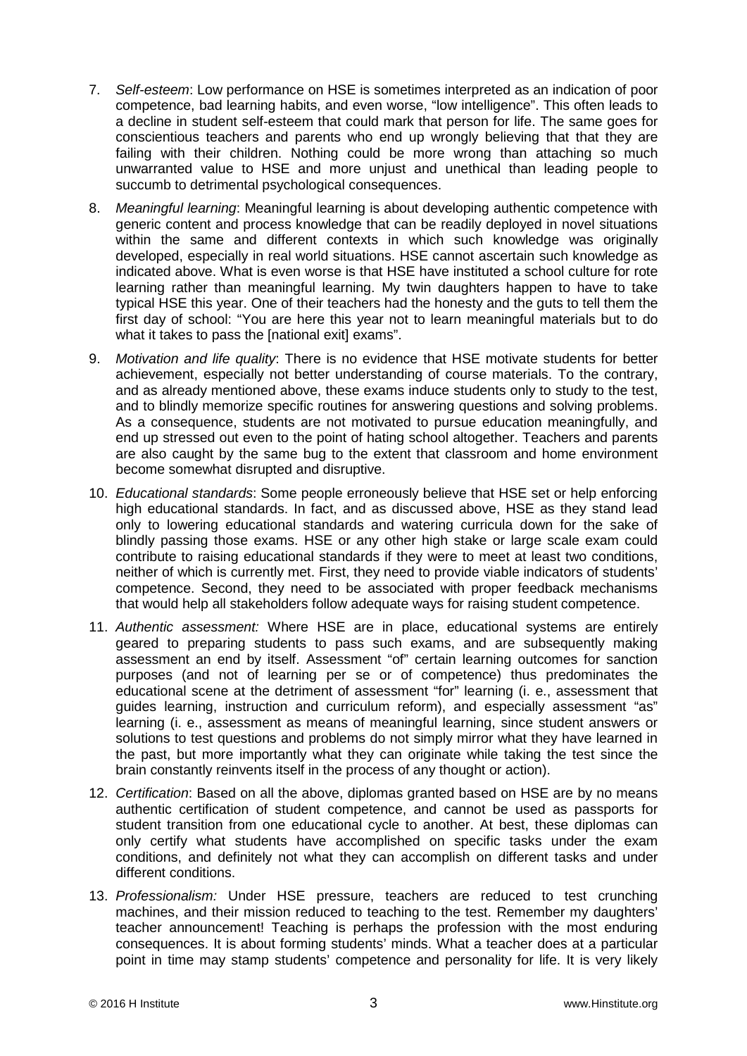7. *Self-esteem*: Low performance on HSE is sometimes interpreted as an indication of poor competence, bad learning habits, and even worse, “low intelligence”. This often leads to a decline in student self-esteem that could mark that person for life. The same goes for conscientious teachers and parents who end up wrongly believing that that they are failing with their children. Nothing could be more wrong than attaching so much unwarranted value to HSE and more unjust and unethical than leading people to succumb to detrimental psychological consequences.

8. *Meaningful learning*: Meaningful learning is about developing authentic competence with generic content and process knowledge that can be readily deployed in novel situations within the same and different contexts in which such knowledge was originally developed, especially in real world situations. HSE cannot ascertain such knowledge as indicated above. What is even worse is that HSE have instituted a school culture for rote learning rather than meaningful learning. My twin daughters happen to have to take typical HSE this year. One of their teachers had the honesty and the guts to tell them the first day of school: “You are here this year not to learn meaningful materials but to do what it takes to pass the [national exit] exams”.

9. *Motivation and life quality*: There is no evidence that HSE motivate students for better achievement, especially not better understanding of course materials. To the contrary, and as already mentioned above, these exams induce students only to study to the test, and to blindly memorize specific routines for answering questions and solving problems. As a consequence, students are not motivated to pursue education meaningfully, and end up stressed out even to the point of hating school altogether. Teachers and parents are also caught by the same bug to the extent that classroom and home environment become somewhat disrupted and disruptive.

10. *Educational standards*: Some people erroneously believe that HSE set or help enforcing high educational standards. In fact, and as discussed above, HSE as they stand lead only to lowering educational standards and watering curricula down for the sake of blindly passing those exams. HSE or any other high stake or large scale exam could contribute to raising educational standards if they were to meet at least two conditions, neither of which is currently met. First, they need to provide viable indicators of students' competence. Second, they need to be associated with proper feedback mechanisms that would help all stakeholders follow adequate ways for raising student competence.

11. *Authentic assessment:* Where HSE are in place, educational systems are entirely geared to preparing students to pass such exams, and are subsequently making assessment an end by itself. Assessment “of” certain learning outcomes for sanction purposes (and not of learning per se or of competence) thus predominates the educational scene at the detriment of assessment “for” learning (i. e., assessment that guides learning, instruction and curriculum reform), and especially assessment “as” learning (i. e., assessment as means of meaningful learning, since student answers or solutions to test questions and problems do not simply mirror what they have learned in the past, but more importantly what they can originate while taking the test since the brain constantly reinvents itself in the process of any thought or action).

12. *Certification*: Based on all the above, diplomas granted based on HSE are by no means authentic certification of student competence, and cannot be used as passports for student transition from one educational cycle to another. At best, these diplomas can only certify what students have accomplished on specific tasks under the exam conditions, and definitely not what they can accomplish on different tasks and under different conditions.

13. *Professionalism:* Under HSE pressure, teachers are reduced to test crunching machines, and their mission reduced to teaching to the test. Remember my daughters' teacher announcement! Teaching is perhaps the profession with the most enduring consequences. It is about forming students' minds. What a teacher does at a particular point in time may stamp students' competence and personality for life. It is very likely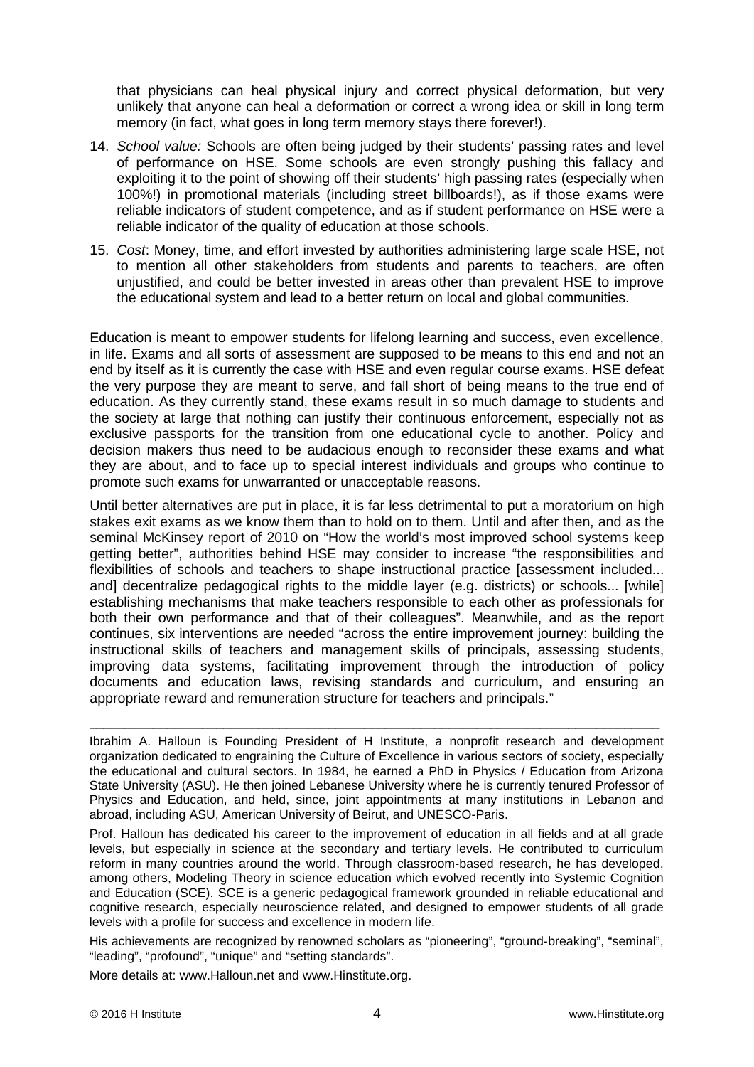that physicians can heal physical injury and correct physical deformation, but very unlikely that anyone can heal a deformation or correct a wrong idea or skill in long term memory (in fact, what goes in long term memory stays there forever!).

14. *School value:* Schools are often being judged by their students' passing rates and level of performance on HSE. Some schools are even strongly pushing this fallacy and exploiting it to the point of showing off their students' high passing rates (especially when 100%!) in promotional materials (including street billboards!), as if those exams were reliable indicators of student competence, and as if student performance on HSE were a reliable indicator of the quality of education at those schools.
15. *Cost*: Money, time, and effort invested by authorities administering large scale HSE, not to mention all other stakeholders from students and parents to teachers, are often unjustified, and could be better invested in areas other than prevalent HSE to improve the educational system and lead to a better return on local and global communities.

Education is meant to empower students for lifelong learning and success, even excellence, in life. Exams and all sorts of assessment are supposed to be means to this end and not an end by itself as it is currently the case with HSE and even regular course exams. HSE defeat the very purpose they are meant to serve, and fall short of being means to the true end of education. As they currently stand, these exams result in so much damage to students and the society at large that nothing can justify their continuous enforcement, especially not as exclusive passports for the transition from one educational cycle to another. Policy and decision makers thus need to be audacious enough to reconsider these exams and what they are about, and to face up to special interest individuals and groups who continue to promote such exams for unwarranted or unacceptable reasons.

Until better alternatives are put in place, it is far less detrimental to put a moratorium on high stakes exit exams as we know them than to hold on to them. Until and after then, and as the seminal McKinsey report of 2010 on "How the world's most improved school systems keep getting better", authorities behind HSE may consider to increase "the responsibilities and flexibilities of schools and teachers to shape instructional practice [assessment included... and] decentralize pedagogical rights to the middle layer (e.g. districts) or schools... [while] establishing mechanisms that make teachers responsible to each other as professionals for both their own performance and that of their colleagues". Meanwhile, and as the report continues, six interventions are needed "across the entire improvement journey: building the instructional skills of teachers and management skills of principals, assessing students, improving data systems, facilitating improvement through the introduction of policy documents and education laws, revising standards and curriculum, and ensuring an appropriate reward and remuneration structure for teachers and principals."

---

Ibrahim A. Halloun is Founding President of H Institute, a nonprofit research and development organization dedicated to engraining the Culture of Excellence in various sectors of society, especially the educational and cultural sectors. In 1984, he earned a PhD in Physics / Education from Arizona State University (ASU). He then joined Lebanese University where he is currently tenured Professor of Physics and Education, and held, since, joint appointments at many institutions in Lebanon and abroad, including ASU, American University of Beirut, and UNESCO-Paris.

Prof. Halloun has dedicated his career to the improvement of education in all fields and at all grade levels, but especially in science at the secondary and tertiary levels. He contributed to curriculum reform in many countries around the world. Through classroom-based research, he has developed, among others, Modeling Theory in science education which evolved recently into Systemic Cognition and Education (SCE). SCE is a generic pedagogical framework grounded in reliable educational and cognitive research, especially neuroscience related, and designed to empower students of all grade levels with a profile for success and excellence in modern life.

His achievements are recognized by renowned scholars as "pioneering", "ground-breaking", "seminal", "leading", "profound", "unique" and "setting standards".

More details at: www.Halloun.net and www.Hinstitute.org.